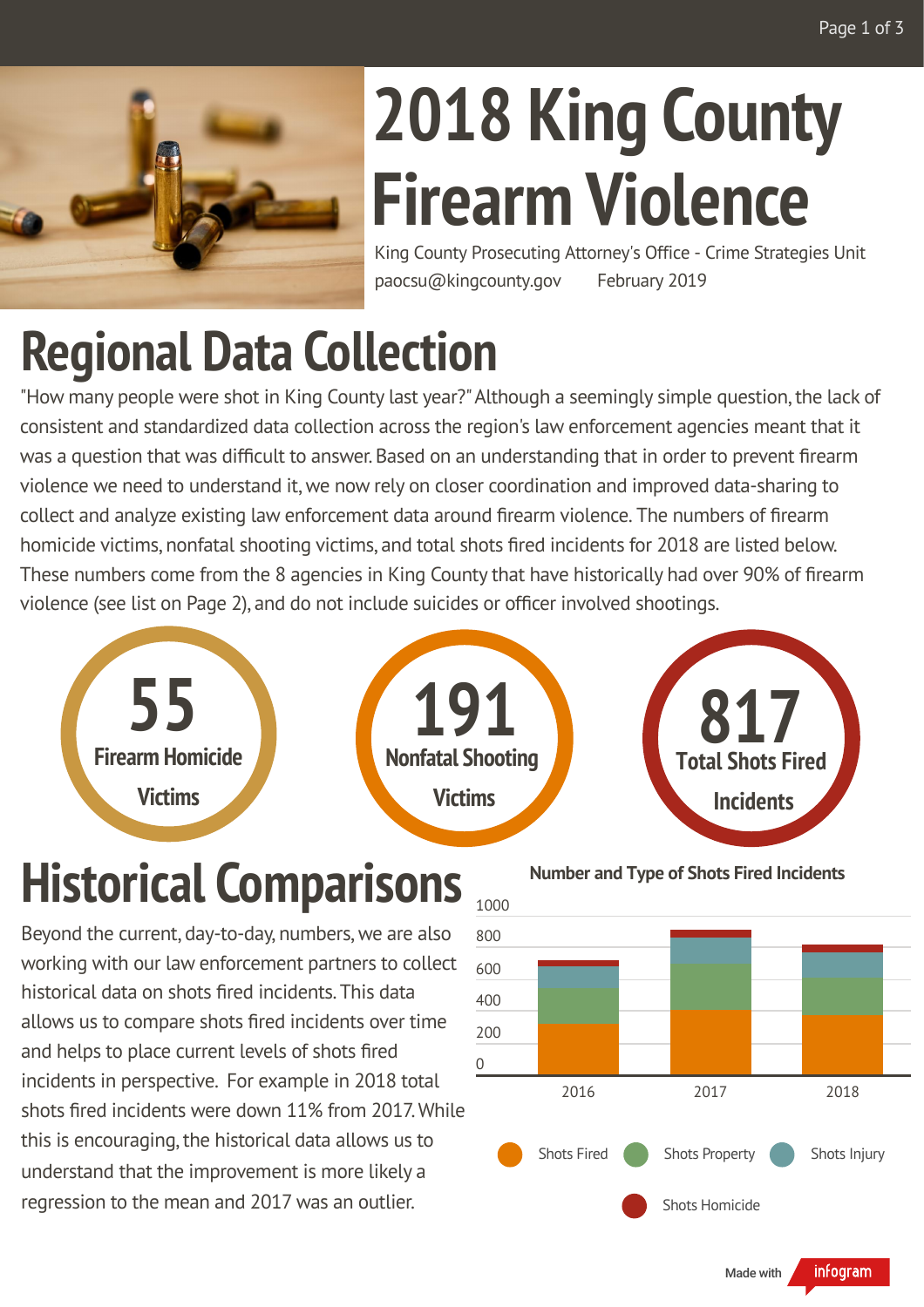# 2018 King County Firearm Violence

King County Prosecuting Attorney's Office - Crime Strategies Unit
paocsu@kingcounty.gov February 2019

## Regional Data Collection

"How many people were shot in King County last year?" Although a seemingly simple question, the lack of consistent and standardized data collection across the region's law enforcement agencies meant that it was a question that was difficult to answer. Based on an understanding that in order to prevent firearm violence we need to understand it, we now rely on closer coordination and improved data-sharing to collect and analyze existing law enforcement data around firearm violence. The numbers of firearm homicide victims, nonfatal shooting victims, and total shots fired incidents for 2018 are listed below. These numbers come from the 8 agencies in King County that have historically had over 90% of firearm violence (see list on Page 2), and do not include suicides or officer involved shootings.

**55** Firearm Homicide Victims

**191** Nonfatal Shooting Victims

**817** Total Shots Fired Incidents

## Historical Comparisons

Beyond the current, day-to-day, numbers, we are also working with our law enforcement partners to collect historical data on shots fired incidents. This data allows us to compare shots fired incidents over time and helps to place current levels of shots fired incidents in perspective. For example in 2018 total shots fired incidents were down 11% from 2017. While this is encouraging, the historical data allows us to understand that the improvement is more likely a regression to the mean and 2017 was an outlier.

**Number and Type of Shots Fired Incidents**

Legend: Shots Fired, Shots Property, Shots Injury, Shots Homicide

Years: 2016, 2017, 2018 (y-axis 0–1000)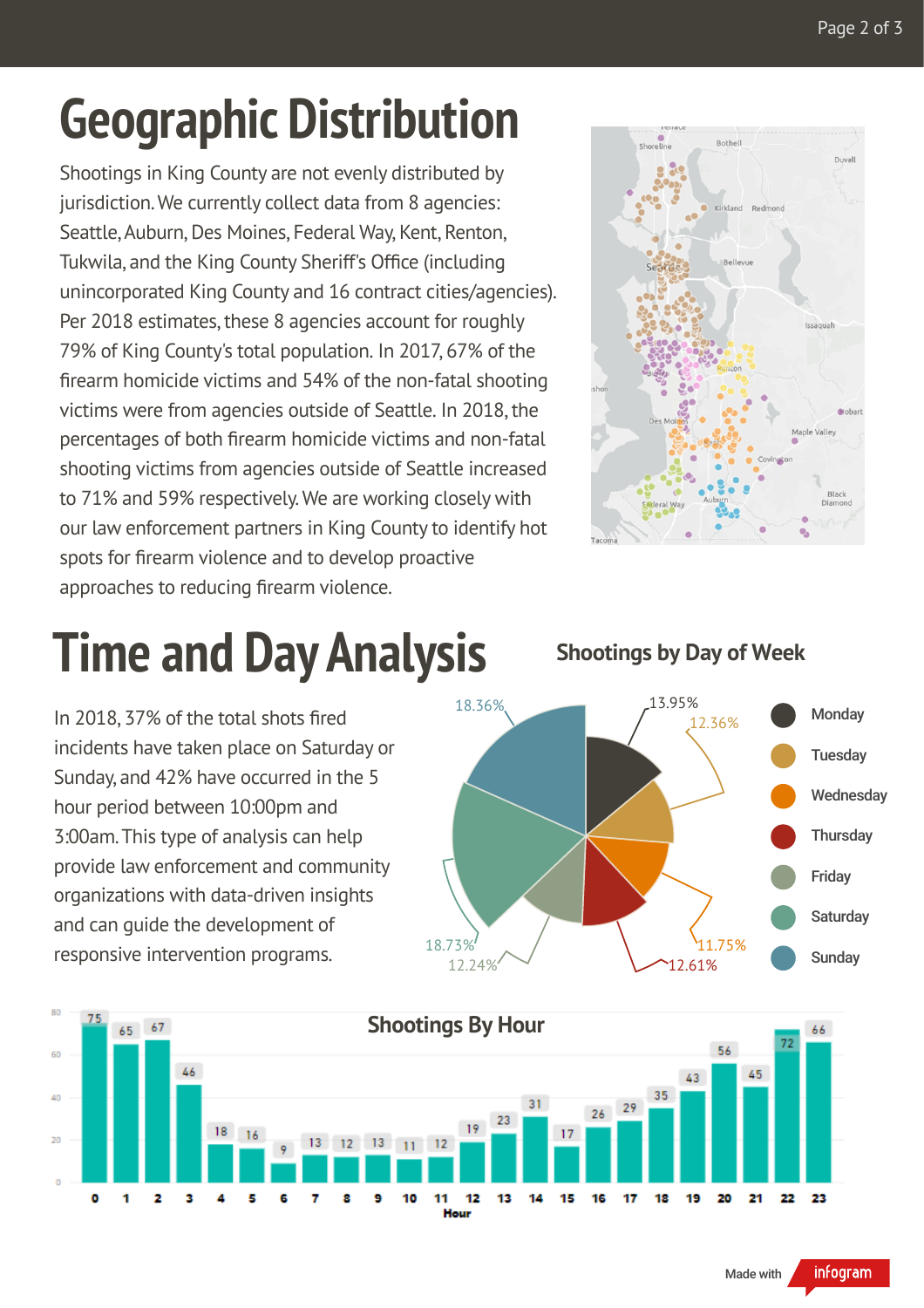# Geographic Distribution

Shootings in King County are not evenly distributed by jurisdiction. We currently collect data from 8 agencies: Seattle, Auburn, Des Moines, Federal Way, Kent, Renton, Tukwila, and the King County Sheriff's Office (including unincorporated King County and 16 contract cities/agencies). Per 2018 estimates, these 8 agencies account for roughly 79% of King County's total population. In 2017, 67% of the firearm homicide victims and 54% of the non-fatal shooting victims were from agencies outside of Seattle. In 2018, the percentages of both firearm homicide victims and non-fatal shooting victims from agencies outside of Seattle increased to 71% and 59% respectively. We are working closely with our law enforcement partners in King County to identify hot spots for firearm violence and to develop proactive approaches to reducing firearm violence.

# Time and Day Analysis

In 2018, 37% of the total shots fired incidents have taken place on Saturday or Sunday, and 42% have occurred in the 5 hour period between 10:00pm and 3:00am. This type of analysis can help provide law enforcement and community organizations with data-driven insights and can guide the development of responsive intervention programs.

## Shootings by Day of Week

| Day | Percentage |
|---|---|
| Monday | 13.95% |
| Tuesday | 12.36% |
| Wednesday | 11.75% |
| Thursday | 12.61% |
| Friday | 12.24% |
| Saturday | 18.73% |
| Sunday | 18.36% |

## Shootings By Hour

| Hour | 0 | 1 | 2 | 3 | 4 | 5 | 6 | 7 | 8 | 9 | 10 | 11 | 12 | 13 | 14 | 15 | 16 | 17 | 18 | 19 | 20 | 21 | 22 | 23 |
|---|---|---|---|---|---|---|---|---|---|---|---|---|---|---|---|---|---|---|---|---|---|---|---|---|
| Shootings | 75 | 65 | 67 | 46 | 18 | 16 | 9 | 13 | 12 | 13 | 11 | 12 | 19 | 23 | 31 | 17 | 26 | 29 | 35 | 43 | 56 | 45 | 72 | 66 |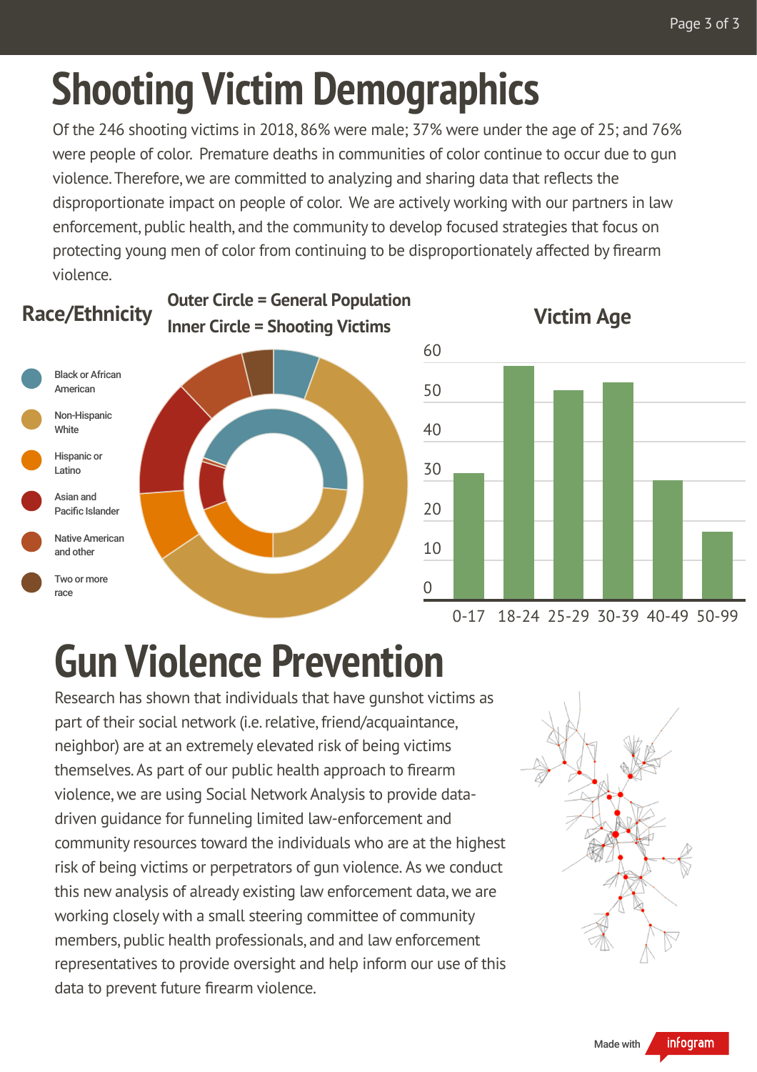# Shooting Victim Demographics

Of the 246 shooting victims in 2018, 86% were male; 37% were under the age of 25; and 76% were people of color. Premature deaths in communities of color continue to occur due to gun violence. Therefore, we are committed to analyzing and sharing data that reflects the disproportionate impact on people of color. We are actively working with our partners in law enforcement, public health, and the community to develop focused strategies that focus on protecting young men of color from continuing to be disproportionately affected by firearm violence.

## Race/Ethnicity

Outer Circle = General Population
Inner Circle = Shooting Victims

Black or African American
Non-Hispanic White
Hispanic or Latino
Asian and Pacific Islander
Native American and other
Two or more race

## Victim Age

60
50
40
30
20
10
0

0-17
18-24
25-29
30-39
40-49
50-99

# Gun Violence Prevention

Research has shown that individuals that have gunshot victims as part of their social network (i.e. relative, friend/acquaintance, neighbor) are at an extremely elevated risk of being victims themselves. As part of our public health approach to firearm violence, we are using Social Network Analysis to provide data-driven guidance for funneling limited law-enforcement and community resources toward the individuals who are at the highest risk of being victims or perpetrators of gun violence. As we conduct this new analysis of already existing law enforcement data, we are working closely with a small steering committee of community members, public health professionals, and and law enforcement representatives to provide oversight and help inform our use of this data to prevent future firearm violence.

Made with infogram